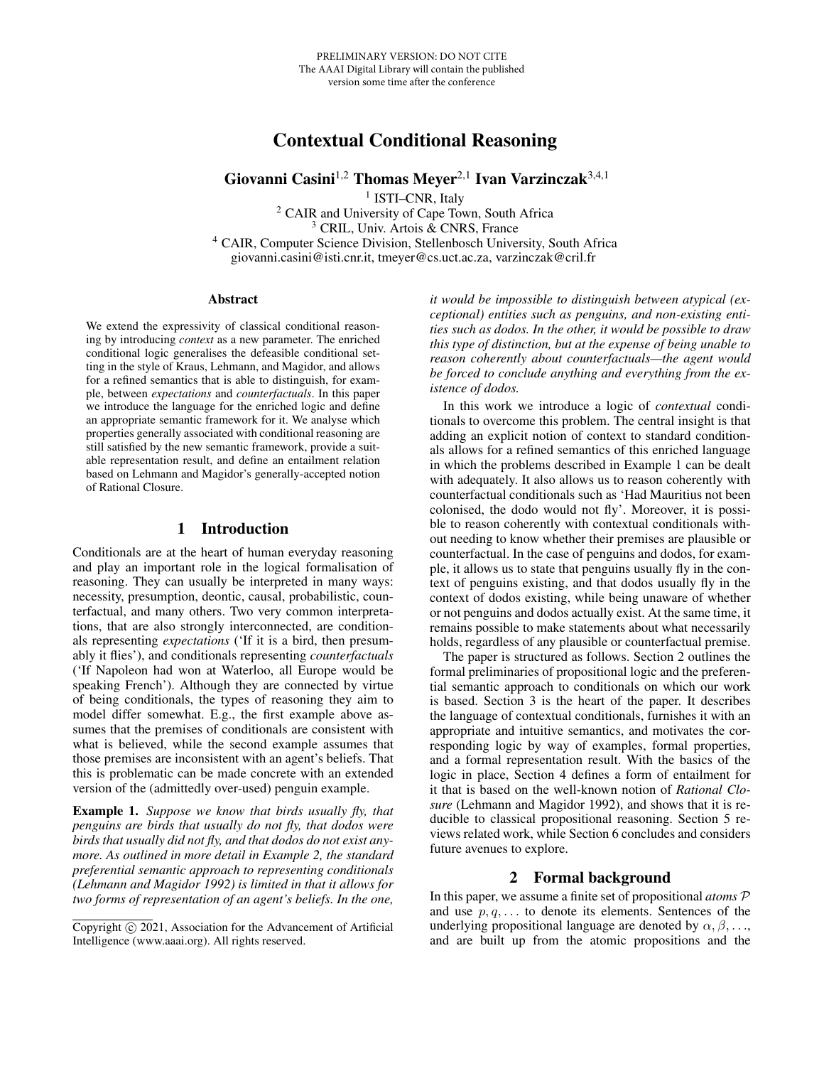PRELIMINARY VERSION: DO NOT CITE
The AAAI Digital Library will contain the published
version some time after the conference

# Contextual Conditional Reasoning

**Giovanni Casini**[1,2] **Thomas Meyer**[2,1] **Ivan Varzinczak**[3,4,1]

[1] ISTI–CNR, Italy
[2] CAIR and University of Cape Town, South Africa
[3] CRIL, Univ. Artois & CNRS, France
[4] CAIR, Computer Science Division, Stellenbosch University, South Africa
giovanni.casini@isti.cnr.it, tmeyer@cs.uct.ac.za, varzinczak@cril.fr

### Abstract

We extend the expressivity of classical conditional reasoning by introducing *context* as a new parameter. The enriched conditional logic generalises the defeasible conditional setting in the style of Kraus, Lehmann, and Magidor, and allows for a refined semantics that is able to distinguish, for example, between *expectations* and *counterfactuals*. In this paper we introduce the language for the enriched logic and define an appropriate semantic framework for it. We analyse which properties generally associated with conditional reasoning are still satisfied by the new semantic framework, provide a suitable representation result, and define an entailment relation based on Lehmann and Magidor's generally-accepted notion of Rational Closure.

## 1 Introduction

Conditionals are at the heart of human everyday reasoning and play an important role in the logical formalisation of reasoning. They can usually be interpreted in many ways: necessity, presumption, deontic, causal, probabilistic, counterfactual, and many others. Two very common interpretations, that are also strongly interconnected, are conditionals representing *expectations* ('If it is a bird, then presumably it flies'), and conditionals representing *counterfactuals* ('If Napoleon had won at Waterloo, all Europe would be speaking French'). Although they are connected by virtue of being conditionals, the types of reasoning they aim to model differ somewhat. E.g., the first example above assumes that the premises of conditionals are consistent with what is believed, while the second example assumes that those premises are inconsistent with an agent's beliefs. That this is problematic can be made concrete with an extended version of the (admittedly over-used) penguin example.

**Example 1.** *Suppose we know that birds usually fly, that penguins are birds that usually do not fly, that dodos were birds that usually did not fly, and that dodos do not exist anymore. As outlined in more detail in Example 2, the standard preferential semantic approach to representing conditionals (Lehmann and Magidor 1992) is limited in that it allows for two forms of representation of an agent's beliefs. In the one, it would be impossible to distinguish between atypical (exceptional) entities such as penguins, and non-existing entities such as dodos. In the other, it would be possible to draw this type of distinction, but at the expense of being unable to reason coherently about counterfactuals—the agent would be forced to conclude anything and everything from the existence of dodos.*

In this work we introduce a logic of *contextual* conditionals to overcome this problem. The central insight is that adding an explicit notion of context to standard conditionals allows for a refined semantics of this enriched language in which the problems described in Example 1 can be dealt with adequately. It also allows us to reason coherently with counterfactual conditionals such as 'Had Mauritius not been colonised, the dodo would not fly'. Moreover, it is possible to reason coherently with contextual conditionals without needing to know whether their premises are plausible or counterfactual. In the case of penguins and dodos, for example, it allows us to state that penguins usually fly in the context of penguins existing, and that dodos usually fly in the context of dodos existing, while being unaware of whether or not penguins and dodos actually exist. At the same time, it remains possible to make statements about what necessarily holds, regardless of any plausible or counterfactual premise.

The paper is structured as follows. Section 2 outlines the formal preliminaries of propositional logic and the preferential semantic approach to conditionals on which our work is based. Section 3 is the heart of the paper. It describes the language of contextual conditionals, furnishes it with an appropriate and intuitive semantics, and motivates the corresponding logic by way of examples, formal properties, and a formal representation result. With the basics of the logic in place, Section 4 defines a form of entailment for it that is based on the well-known notion of *Rational Closure* (Lehmann and Magidor 1992), and shows that it is reducible to classical propositional reasoning. Section 5 reviews related work, while Section 6 concludes and considers future avenues to explore.

## 2 Formal background

In this paper, we assume a finite set of propositional *atoms* $\mathcal{P}$ and use $p, q, \ldots$ to denote its elements. Sentences of the underlying propositional language are denoted by $\alpha, \beta, \ldots$, and are built up from the atomic propositions and the

Copyright © 2021, Association for the Advancement of Artificial Intelligence (www.aaai.org). All rights reserved.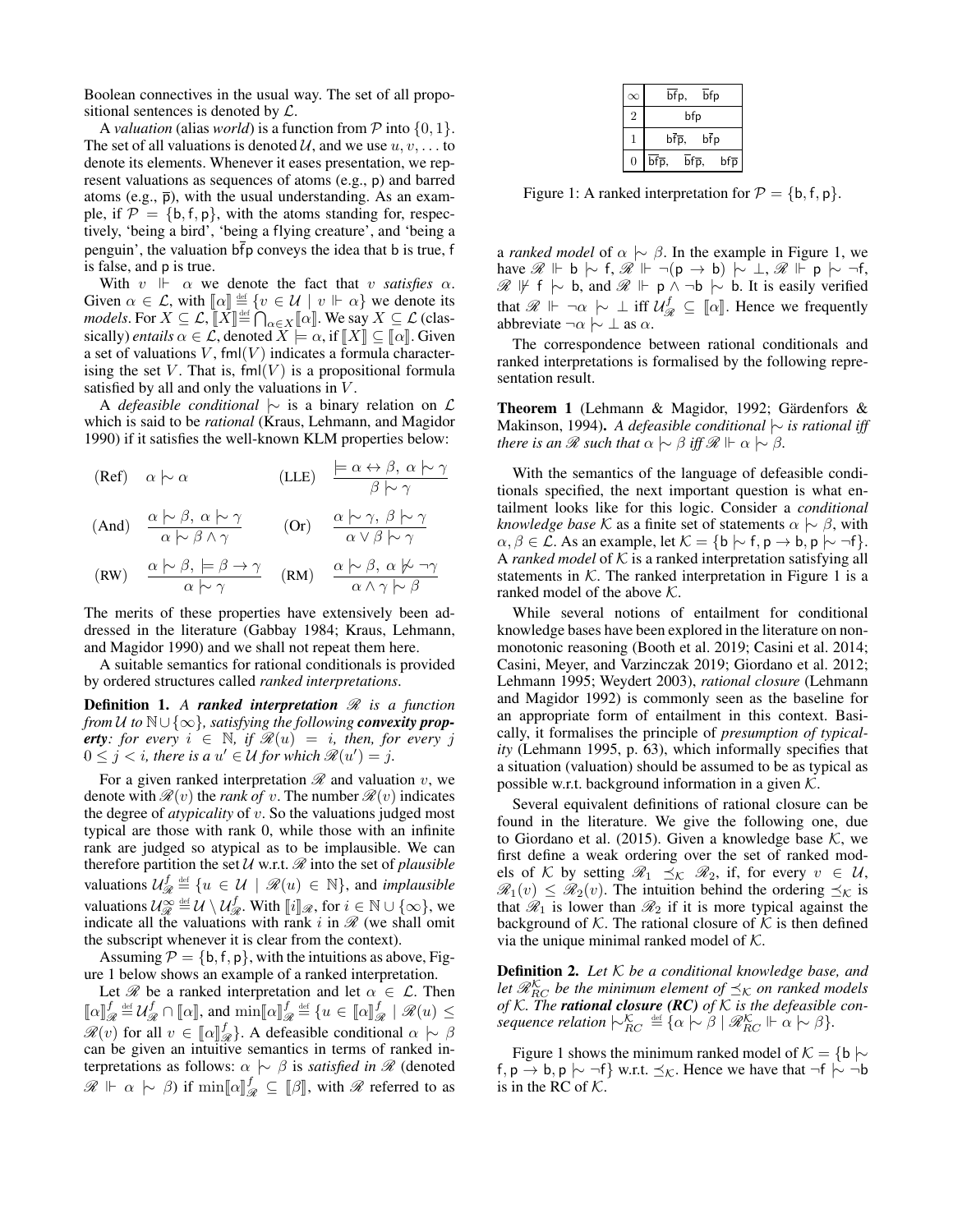Boolean connectives in the usual way. The set of all propositional sentences is denoted by $\mathcal{L}$.

A *valuation* (alias *world*) is a function from $\mathcal{P}$ into $\{0, 1\}$. The set of all valuations is denoted $\mathcal{U}$, and we use $u, v, \ldots$ to denote its elements. Whenever it eases presentation, we represent valuations as sequences of atoms (e.g., $\mathsf{p}$) and barred atoms (e.g., $\overline{\mathsf{p}}$), with the usual understanding. As an example, if $\mathcal{P} = \{\mathsf{b}, \mathsf{f}, \mathsf{p}\}$, with the atoms standing for, respectively, 'being a bird', 'being a flying creature', and 'being a penguin', the valuation $\mathsf{b}\overline{\mathsf{f}}\mathsf{p}$ conveys the idea that $\mathsf{b}$ is true, $\mathsf{f}$ is false, and $\mathsf{p}$ is true.

With $v \Vdash \alpha$ we denote the fact that $v$ *satisfies* $\alpha$. Given $\alpha \in \mathcal{L}$, with $[\![\alpha]\!] \stackrel{\text{def}}{=} \{v \in \mathcal{U} \mid v \Vdash \alpha\}$ we denote its *models*. For $X \subseteq \mathcal{L}$, $[\![X]\!] \stackrel{\text{def}}{=} \bigcap_{\alpha \in X} [\![\alpha]\!]$. We say $X \subseteq \mathcal{L}$ (classically) *entails* $\alpha \in \mathcal{L}$, denoted $X \models \alpha$, if $[\![X]\!] \subseteq [\![\alpha]\!]$. Given a set of valuations $V$, $\mathsf{fml}(V)$ indicates a formula characterising the set $V$. That is, $\mathsf{fml}(V)$ is a propositional formula satisfied by all and only the valuations in $V$.

A *defeasible conditional* $\mid\!\sim$ is a binary relation on $\mathcal{L}$ which is said to be *rational* (Kraus, Lehmann, and Magidor 1990) if it satisfies the well-known KLM properties below:

$$(\text{Ref}) \quad \alpha \mid\!\sim \alpha \qquad\qquad (\text{LLE}) \quad \frac{\models \alpha \leftrightarrow \beta,\ \alpha \mid\!\sim \gamma}{\beta \mid\!\sim \gamma}$$

$$(\text{And}) \quad \frac{\alpha \mid\!\sim \beta,\ \alpha \mid\!\sim \gamma}{\alpha \mid\!\sim \beta \wedge \gamma} \qquad\qquad (\text{Or}) \quad \frac{\alpha \mid\!\sim \gamma,\ \beta \mid\!\sim \gamma}{\alpha \vee \beta \mid\!\sim \gamma}$$

$$(\text{RW}) \quad \frac{\alpha \mid\!\sim \beta,\ \models \beta \rightarrow \gamma}{\alpha \mid\!\sim \gamma} \qquad\qquad (\text{RM}) \quad \frac{\alpha \mid\!\sim \beta,\ \alpha \not\mid\!\sim \neg\gamma}{\alpha \wedge \gamma \mid\!\sim \beta}$$

The merits of these properties have extensively been addressed in the literature (Gabbay 1984; Kraus, Lehmann, and Magidor 1990) and we shall not repeat them here.

A suitable semantics for rational conditionals is provided by ordered structures called *ranked interpretations*.

**Definition 1.** *A **ranked interpretation** $\mathscr{R}$ is a function from $\mathcal{U}$ to $\mathbb{N} \cup \{\infty\}$, satisfying the following **convexity property**: for every $i \in \mathbb{N}$, if $\mathscr{R}(u) = i$, then, for every $j$ $0 \leq j < i$, there is a $u' \in \mathcal{U}$ for which $\mathscr{R}(u') = j$.*

For a given ranked interpretation $\mathscr{R}$ and valuation $v$, we denote with $\mathscr{R}(v)$ the *rank of* $v$. The number $\mathscr{R}(v)$ indicates the degree of *atypicality* of $v$. So the valuations judged most typical are those with rank 0, while those with an infinite rank are judged so atypical as to be implausible. We can therefore partition the set $\mathcal{U}$ w.r.t. $\mathscr{R}$ into the set of *plausible* valuations $\mathcal{U}^f_{\mathscr{R}} \stackrel{\text{def}}{=} \{u \in \mathcal{U} \mid \mathscr{R}(u) \in \mathbb{N}\}$, and *implausible* valuations $\mathcal{U}^\infty_{\mathscr{R}} \stackrel{\text{def}}{=} \mathcal{U} \setminus \mathcal{U}^f_{\mathscr{R}}$. With $[\![i]\!]_{\mathscr{R}}$, for $i \in \mathbb{N} \cup \{\infty\}$, we indicate all the valuations with rank $i$ in $\mathscr{R}$ (we shall omit the subscript whenever it is clear from the context).

Assuming $\mathcal{P} = \{\mathsf{b}, \mathsf{f}, \mathsf{p}\}$, with the intuitions as above, Figure 1 below shows an example of a ranked interpretation.

Let $\mathscr{R}$ be a ranked interpretation and let $\alpha \in \mathcal{L}$. Then $[\![\alpha]\!]^f_{\mathscr{R}} \stackrel{\text{def}}{=} \mathcal{U}^f_{\mathscr{R}} \cap [\![\alpha]\!]$, and $\min[\![\alpha]\!]^f_{\mathscr{R}} \stackrel{\text{def}}{=} \{u \in [\![\alpha]\!]^f_{\mathscr{R}} \mid \mathscr{R}(u) \leq \mathscr{R}(v)$ for all $v \in [\![\alpha]\!]^f_{\mathscr{R}}\}$. A defeasible conditional $\alpha \mid\!\sim \beta$ can be given an intuitive semantics in terms of ranked interpretations as follows: $\alpha \mid\!\sim \beta$ is *satisfied in* $\mathscr{R}$ (denoted $\mathscr{R} \Vdash \alpha \mid\!\sim \beta$) if $\min[\![\alpha]\!]^f_{\mathscr{R}} \subseteq [\![\beta]\!]$, with $\mathscr{R}$ referred to as

| $\infty$ | $\overline{\mathsf{b}}\mathsf{f}\mathsf{p}$, $\overline{\mathsf{b}}\overline{\mathsf{f}}\mathsf{p}$ |
|---|---|
| 2 | $\mathsf{b}\mathsf{f}\mathsf{p}$ |
| 1 | $\mathsf{b}\overline{\mathsf{f}}\overline{\mathsf{p}}$, $\mathsf{b}\overline{\mathsf{f}}\mathsf{p}$ |
| 0 | $\overline{\mathsf{b}}\overline{\mathsf{f}}\overline{\mathsf{p}}$, $\overline{\mathsf{b}}\mathsf{f}\overline{\mathsf{p}}$, $\mathsf{b}\mathsf{f}\overline{\mathsf{p}}$ |

Figure 1: A ranked interpretation for $\mathcal{P} = \{\mathsf{b}, \mathsf{f}, \mathsf{p}\}$.

a *ranked model* of $\alpha \mid\!\sim \beta$. In the example in Figure 1, we have $\mathscr{R} \Vdash \mathsf{b} \mid\!\sim \mathsf{f}$, $\mathscr{R} \Vdash \neg(\mathsf{p} \rightarrow \mathsf{b}) \mid\!\sim \bot$, $\mathscr{R} \Vdash \mathsf{p} \mid\!\sim \neg\mathsf{f}$, $\mathscr{R} \not\Vdash \mathsf{f} \mid\!\sim \mathsf{b}$, and $\mathscr{R} \Vdash \mathsf{p} \wedge \neg\mathsf{b} \mid\!\sim \mathsf{b}$. It is easily verified that $\mathscr{R} \Vdash \neg\alpha \mid\!\sim \bot$ iff $\mathcal{U}^f_{\mathscr{R}} \subseteq [\![\alpha]\!]$. Hence we frequently abbreviate $\neg\alpha \mid\!\sim \bot$ as $\alpha$.

The correspondence between rational conditionals and ranked interpretations is formalised by the following representation result.

**Theorem 1** (Lehmann & Magidor, 1992; Gärdenfors & Makinson, 1994)**.** *A defeasible conditional $\mid\!\sim$ is rational iff there is an $\mathscr{R}$ such that $\alpha \mid\!\sim \beta$ iff $\mathscr{R} \Vdash \alpha \mid\!\sim \beta$.*

With the semantics of the language of defeasible conditionals specified, the next important question is what entailment looks like for this logic. Consider a *conditional knowledge base* $\mathcal{K}$ as a finite set of statements $\alpha \mid\!\sim \beta$, with $\alpha, \beta \in \mathcal{L}$. As an example, let $\mathcal{K} = \{\mathsf{b} \mid\!\sim \mathsf{f}, \mathsf{p} \rightarrow \mathsf{b}, \mathsf{p} \mid\!\sim \neg\mathsf{f}\}$. A *ranked model* of $\mathcal{K}$ is a ranked interpretation satisfying all statements in $\mathcal{K}$. The ranked interpretation in Figure 1 is a ranked model of the above $\mathcal{K}$.

While several notions of entailment for conditional knowledge bases have been explored in the literature on nonmonotonic reasoning (Booth et al. 2019; Casini et al. 2014; Casini, Meyer, and Varzinczak 2019; Giordano et al. 2012; Lehmann 1995; Weydert 2003), *rational closure* (Lehmann and Magidor 1992) is commonly seen as the baseline for an appropriate form of entailment in this context. Basically, it formalises the principle of *presumption of typicality* (Lehmann 1995, p. 63), which informally specifies that a situation (valuation) should be assumed to be as typical as possible w.r.t. background information in a given $\mathcal{K}$.

Several equivalent definitions of rational closure can be found in the literature. We give the following one, due to Giordano et al. (2015). Given a knowledge base $\mathcal{K}$, we first define a weak ordering over the set of ranked models of $\mathcal{K}$ by setting $\mathscr{R}_1 \preceq_{\mathcal{K}} \mathscr{R}_2$, if, for every $v \in \mathcal{U}$, $\mathscr{R}_1(v) \leq \mathscr{R}_2(v)$. The intuition behind the ordering $\preceq_{\mathcal{K}}$ is that $\mathscr{R}_1$ is lower than $\mathscr{R}_2$ if it is more typical against the background of $\mathcal{K}$. The rational closure of $\mathcal{K}$ is then defined via the unique minimal ranked model of $\mathcal{K}$.

**Definition 2.** *Let $\mathcal{K}$ be a conditional knowledge base, and let $\mathscr{R}^{\mathcal{K}}_{RC}$ be the minimum element of $\preceq_{\mathcal{K}}$ on ranked models of $\mathcal{K}$. The **rational closure (RC)** of $\mathcal{K}$ is the defeasible consequence relation $\mid\!\sim^{\mathcal{K}}_{RC} \stackrel{\text{def}}{=} \{\alpha \mid\!\sim \beta \mid \mathscr{R}^{\mathcal{K}}_{RC} \Vdash \alpha \mid\!\sim \beta\}$.*

Figure 1 shows the minimum ranked model of $\mathcal{K} = \{\mathsf{b} \mid\!\sim \mathsf{f}, \mathsf{p} \rightarrow \mathsf{b}, \mathsf{p} \mid\!\sim \neg\mathsf{f}\}$ w.r.t. $\preceq_{\mathcal{K}}$. Hence we have that $\neg\mathsf{f} \mid\!\sim \neg\mathsf{b}$ is in the RC of $\mathcal{K}$.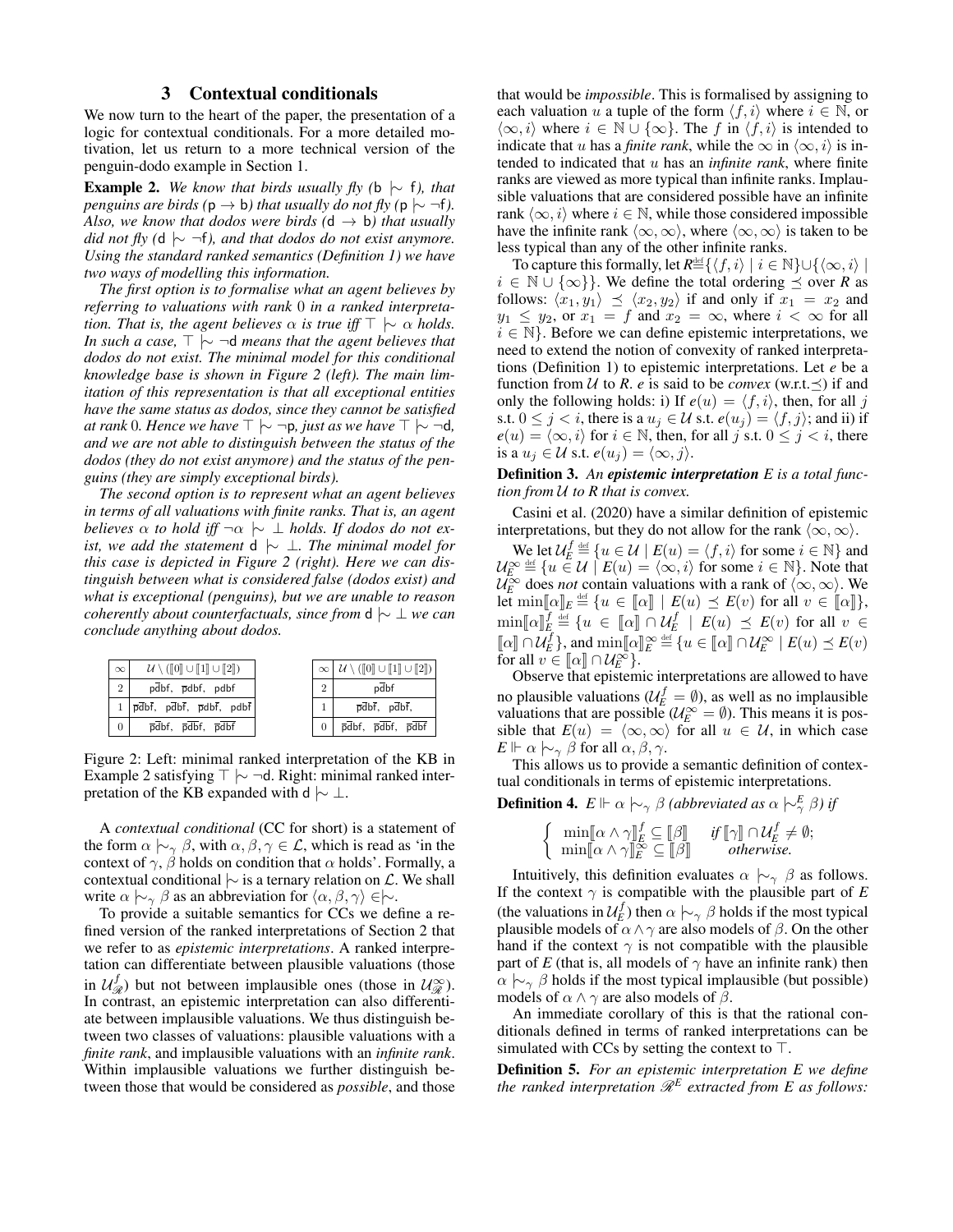## 3 Contextual conditionals

We now turn to the heart of the paper, the presentation of a logic for contextual conditionals. For a more detailed motivation, let us return to a more technical version of the penguin-dodo example in Section 1.

**Example 2.** *We know that birds usually fly ($\mathsf{b} \mid\!\sim \mathsf{f}$), that penguins are birds ($\mathsf{p} \to \mathsf{b}$) that usually do not fly ($\mathsf{p} \mid\!\sim \neg\mathsf{f}$). Also, we know that dodos were birds ($\mathsf{d} \to \mathsf{b}$) that usually did not fly ($\mathsf{d} \mid\!\sim \neg\mathsf{f}$), and that dodos do not exist anymore. Using the standard ranked semantics (Definition 1) we have two ways of modelling this information.*

*The first option is to formalise what an agent believes by referring to valuations with rank 0 in a ranked interpretation. That is, the agent believes $\alpha$ is true iff $\top \mid\!\sim \alpha$ holds. In such a case, $\top \mid\!\sim \neg\mathsf{d}$ means that the agent believes that dodos do not exist. The minimal model for this conditional knowledge base is shown in Figure 2 (left). The main limitation of this representation is that all exceptional entities have the same status as dodos, since they cannot be satisfied at rank 0. Hence we have $\top \mid\!\sim \neg\mathsf{p}$, just as we have $\top \mid\!\sim \neg\mathsf{d}$, and we are not able to distinguish between the status of the dodos (they do not exist anymore) and the status of the penguins (they are simply exceptional birds).*

*The second option is to represent what an agent believes in terms of all valuations with finite ranks. That is, an agent believes $\alpha$ to hold iff $\neg\alpha \mid\!\sim \bot$ holds. If dodos do not exist, we add the statement $\mathsf{d} \mid\!\sim \bot$. The minimal model for this case is depicted in Figure 2 (right). Here we can distinguish between what is considered false (dodos exist) and what is exceptional (penguins), but we are unable to reason coherently about counterfactuals, since from $\mathsf{d} \mid\!\sim \bot$ we can conclude anything about dodos.*

| $\infty$ | $\mathcal{U} \setminus (\llbracket 0 \rrbracket \cup \llbracket 1 \rrbracket \cup \llbracket 2 \rrbracket)$ |
|---|---|
| 2 | $\mathsf{p\bar{d}bf}$, $\mathsf{\bar{p}dbf}$, $\mathsf{pdbf}$ |
| 1 | $\mathsf{p\bar{d}b\bar{f}}$, $\mathsf{p\bar{d}b\bar{f}}$, $\mathsf{\bar{p}db\bar{f}}$, $\mathsf{pdb\bar{f}}$ |
| 0 | $\mathsf{\bar{p}\bar{d}bf}$, $\mathsf{\bar{p}\bar{d}\bar{b}f}$, $\mathsf{\bar{p}\bar{d}\bar{b}\bar{f}}$ |

| $\infty$ | $\mathcal{U} \setminus (\llbracket 0 \rrbracket \cup \llbracket 1 \rrbracket \cup \llbracket 2 \rrbracket)$ |
|---|---|
| 2 | $\mathsf{p\bar{d}bf}$ |
| 1 | $\mathsf{\bar{p}\bar{d}b\bar{f}}$, $\mathsf{p\bar{d}b\bar{f}}$, |
| 0 | $\mathsf{\bar{p}\bar{d}bf}$, $\mathsf{\bar{p}\bar{d}\bar{b}f}$, $\mathsf{\bar{p}\bar{d}\bar{b}\bar{f}}$ |

Figure 2: Left: minimal ranked interpretation of the KB in Example 2 satisfying $\top \mid\!\sim \neg\mathsf{d}$. Right: minimal ranked interpretation of the KB expanded with $\mathsf{d} \mid\!\sim \bot$.

A *contextual conditional* (CC for short) is a statement of the form $\alpha \mid\!\sim_\gamma \beta$, with $\alpha, \beta, \gamma \in \mathcal{L}$, which is read as 'in the context of $\gamma$, $\beta$ holds on condition that $\alpha$ holds'. Formally, a contextual conditional $\mid\!\sim$ is a ternary relation on $\mathcal{L}$. We shall write $\alpha \mid\!\sim_\gamma \beta$ as an abbreviation for $\langle \alpha, \beta, \gamma \rangle \in \mid\!\sim$.

To provide a suitable semantics for CCs we define a refined version of the ranked interpretations of Section 2 that we refer to as *epistemic interpretations*. A ranked interpretation can differentiate between plausible valuations (those in $\mathcal{U}^f_{\mathscr{R}}$) but not between implausible ones (those in $\mathcal{U}^\infty_{\mathscr{R}}$). In contrast, an epistemic interpretation can also differentiate between implausible valuations. We thus distinguish between two classes of valuations: plausible valuations with a *finite rank*, and implausible valuations with an *infinite rank*. Within implausible valuations we further distinguish between those that would be considered as *possible*, and those that would be *impossible*. This is formalised by assigning to each valuation $u$ a tuple of the form $\langle f, i \rangle$ where $i \in \mathbb{N}$, or $\langle \infty, i \rangle$ where $i \in \mathbb{N} \cup \{\infty\}$. The $f$ in $\langle f, i \rangle$ is intended to indicate that $u$ has a *finite rank*, while the $\infty$ in $\langle \infty, i \rangle$ is intended to indicated that $u$ has an *infinite rank*, where finite ranks are viewed as more typical than infinite ranks. Implausible valuations that are considered possible have an infinite rank $\langle \infty, i \rangle$ where $i \in \mathbb{N}$, while those considered impossible have the infinite rank $\langle \infty, \infty \rangle$, where $\langle \infty, \infty \rangle$ is taken to be less typical than any of the other infinite ranks.

To capture this formally, let $R \stackrel{\text{def}}{=} \{\langle f, i \rangle \mid i \in \mathbb{N}\} \cup \{\langle \infty, i \rangle \mid i \in \mathbb{N} \cup \{\infty\}\}$. We define the total ordering $\preceq$ over $R$ as follows: $\langle x_1, y_1 \rangle \preceq \langle x_2, y_2 \rangle$ if and only if $x_1 = x_2$ and $y_1 \leq y_2$, or $x_1 = f$ and $x_2 = \infty$, where $i < \infty$ for all $i \in \mathbb{N}$}. Before we can define epistemic interpretations, we need to extend the notion of convexity of ranked interpretations (Definition 1) to epistemic interpretations. Let $e$ be a function from $\mathcal{U}$ to $R$. $e$ is said to be *convex* (w.r.t.$\preceq$) if and only the following holds: i) If $e(u) = \langle f, i \rangle$, then, for all $j$ s.t. $0 \leq j < i$, there is a $u_j \in \mathcal{U}$ s.t. $e(u_j) = \langle f, j \rangle$; and ii) if $e(u) = \langle \infty, i \rangle$ for $i \in \mathbb{N}$, then, for all $j$ s.t. $0 \leq j < i$, there is a $u_j \in \mathcal{U}$ s.t. $e(u_j) = \langle \infty, j \rangle$.

**Definition 3.** *An **epistemic interpretation** $E$ is a total function from $\mathcal{U}$ to $R$ that is convex.*

Casini et al. (2020) have a similar definition of epistemic interpretations, but they do not allow for the rank $\langle \infty, \infty \rangle$.

We let $\mathcal{U}^f_E \stackrel{\text{def}}{=} \{u \in \mathcal{U} \mid E(u) = \langle f, i \rangle \text{ for some } i \in \mathbb{N}\}$ and $\mathcal{U}^\infty_E \stackrel{\text{def}}{=} \{u \in \mathcal{U} \mid E(u) = \langle \infty, i \rangle \text{ for some } i \in \mathbb{N}\}$. Note that $\mathcal{U}^\infty_E$ does *not* contain valuations with a rank of $\langle \infty, \infty \rangle$. We let $\min\llbracket \alpha \rrbracket_E \stackrel{\text{def}}{=} \{u \in \llbracket \alpha \rrbracket \mid E(u) \preceq E(v) \text{ for all } v \in \llbracket \alpha \rrbracket\}$, $\min\llbracket \alpha \rrbracket^f_E \stackrel{\text{def}}{=} \{u \in \llbracket \alpha \rrbracket \cap \mathcal{U}^f_E \mid E(u) \preceq E(v) \text{ for all } v \in \llbracket \alpha \rrbracket \cap \mathcal{U}^f_E\}$, and $\min\llbracket \alpha \rrbracket^\infty_E \stackrel{\text{def}}{=} \{u \in \llbracket \alpha \rrbracket \cap \mathcal{U}^\infty_E \mid E(u) \preceq E(v) \text{ for all } v \in \llbracket \alpha \rrbracket \cap \mathcal{U}^\infty_E\}$.

Observe that epistemic interpretations are allowed to have no plausible valuations ($\mathcal{U}^f_E = \emptyset$), as well as no implausible valuations that are possible ($\mathcal{U}^\infty_E = \emptyset$). This means it is possible that $E(u) = \langle \infty, \infty \rangle$ for all $u \in \mathcal{U}$, in which case $E \Vdash \alpha \mid\!\sim_\gamma \beta$ for all $\alpha, \beta, \gamma$.

This allows us to provide a semantic definition of contextual conditionals in terms of epistemic interpretations.

**Definition 4.** *$E \Vdash \alpha \mid\!\sim_\gamma \beta$ (abbreviated as $\alpha \mid\!\sim^E_\gamma \beta$) if*

$$
\begin{cases}
\min\llbracket \alpha \wedge \gamma \rrbracket^f_E \subseteq \llbracket \beta \rrbracket & \text{if } \llbracket \gamma \rrbracket \cap \mathcal{U}^f_E \neq \emptyset; \\
\min\llbracket \alpha \wedge \gamma \rrbracket^\infty_E \subseteq \llbracket \beta \rrbracket & \text{otherwise.}
\end{cases}
$$

Intuitively, this definition evaluates $\alpha \mid\!\sim_\gamma \beta$ as follows. If the context $\gamma$ is compatible with the plausible part of $E$ (the valuations in $\mathcal{U}^f_E$) then $\alpha \mid\!\sim_\gamma \beta$ holds if the most typical plausible models of $\alpha \wedge \gamma$ are also models of $\beta$. On the other hand if the context $\gamma$ is not compatible with the plausible part of $E$ (that is, all models of $\gamma$ have an infinite rank) then $\alpha \mid\!\sim_\gamma \beta$ holds if the most typical implausible (but possible) models of $\alpha \wedge \gamma$ are also models of $\beta$.

An immediate corollary of this is that the rational conditionals defined in terms of ranked interpretations can be simulated with CCs by setting the context to $\top$.

**Definition 5.** *For an epistemic interpretation $E$ we define the ranked interpretation $\mathscr{R}^E$ extracted from $E$ as follows:*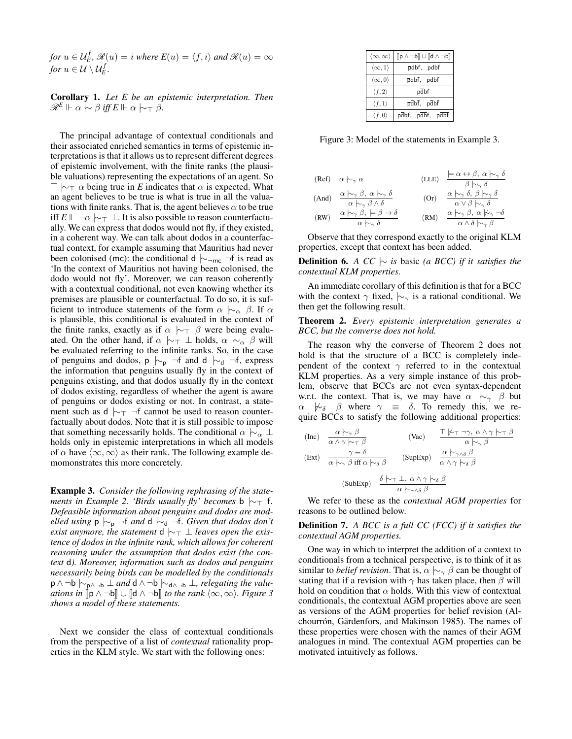*for* $u \in \mathcal{U}_E^f$, $\mathscr{R}(u) = i$ *where* $E(u) = \langle f, i\rangle$ *and* $\mathscr{R}(u) = \infty$ *for* $u \in \mathcal{U} \setminus \mathcal{U}_E^f$.

**Corollary 1.** *Let E be an epistemic interpretation. Then* $\mathscr{R}^E \Vdash \alpha \mid\!\sim \beta$ *iff* $E \Vdash \alpha \mid\!\sim_\top \beta$.

The principal advantage of contextual conditionals and their associated enriched semantics in terms of epistemic interpretations is that it allows us to represent different degrees of epistemic involvement, with the finite ranks (the plausible valuations) representing the expectations of an agent. So $\top \mid\!\sim_\top \alpha$ being true in *E* indicates that $\alpha$ is expected. What an agent believes to be true is what is true in all the valuations with finite ranks. That is, the agent believes $\alpha$ to be true iff $E \Vdash \neg\alpha \mid\!\sim_\top \bot$. It is also possible to reason counterfactually. We can express that dodos would not fly, if they existed, in a coherent way. We can talk about dodos in a counterfactual context, for example assuming that Mauritius had never been colonised (mc): the conditional $\mathsf{d} \mid\!\sim_{\neg\mathsf{mc}} \neg\mathsf{f}$ is read as 'In the context of Mauritius not having been colonised, the dodo would not fly'. Moreover, we can reason coherently with a contextual conditional, not even knowing whether its premises are plausible or counterfactual. To do so, it is sufficient to introduce statements of the form $\alpha \mid\!\sim_\alpha \beta$. If $\alpha$ is plausible, this conditional is evaluated in the context of the finite ranks, exactly as if $\alpha \mid\!\sim_\top \beta$ were being evaluated. On the other hand, if $\alpha \mid\!\sim_\top \bot$ holds, $\alpha \mid\!\sim_\alpha \beta$ will be evaluated referring to the infinite ranks. So, in the case of penguins and dodos, $\mathsf{p} \mid\!\sim_\mathsf{p} \neg\mathsf{f}$ and $\mathsf{d} \mid\!\sim_\mathsf{d} \neg\mathsf{f}$, express the information that penguins usually fly in the context of penguins existing, and that dodos usually fly in the context of dodos existing, regardless of whether the agent is aware of penguins or dodos existing or not. In contrast, a statement such as $\mathsf{d} \mid\!\sim_\top \neg\mathsf{f}$ cannot be used to reason counterfactually about dodos. Note that it is still possible to impose that something necessarily holds. The conditional $\alpha \mid\!\sim_\alpha \bot$ holds only in epistemic interpretations in which all models of $\alpha$ have $\langle\infty, \infty\rangle$ as their rank. The following example demomonstrates this more concretely.

**Example 3.** *Consider the following rephrasing of the statements in Example 2. 'Birds usually fly' becomes* $\mathsf{b} \mid\!\sim_\top \mathsf{f}$. *Defeasible information about penguins and dodos are modelled using* $\mathsf{p} \mid\!\sim_\mathsf{p} \neg\mathsf{f}$ *and* $\mathsf{d} \mid\!\sim_\mathsf{d} \neg\mathsf{f}$. *Given that dodos don't exist anymore, the statement* $\mathsf{d} \mid\!\sim_\top \bot$ *leaves open the existence of dodos in the infinite rank, which allows for coherent reasoning under the assumption that dodos exist (the context* d*). Moreover, information such as dodos and penguins necessarily being birds can be modelled by the conditionals* $\mathsf{p} \wedge \neg\mathsf{b} \mid\!\sim_{\mathsf{p}\wedge\neg\mathsf{b}} \bot$ *and* $\mathsf{d} \wedge \neg\mathsf{b} \mid\!\sim_{\mathsf{d}\wedge\neg\mathsf{b}} \bot$*, relegating the valuations in* $[\![\mathsf{p} \wedge \neg\mathsf{b}]\!] \cup [\![\mathsf{d} \wedge \neg\mathsf{b}]\!]$ *to the rank* $\langle\infty, \infty\rangle$. *Figure 3 shows a model of these statements.*

Next we consider the class of contextual conditionals from the perspective of a list of *contextual* rationality properties in the KLM style. We start with the following ones:

| $\langle\infty,\infty\rangle$ | $[\![\mathsf{p}\wedge\neg\mathsf{b}]\!] \cup [\![\mathsf{d}\wedge\neg\mathsf{b}]\!]$ |
|---|---|
| $\langle\infty,1\rangle$ | $\overline{\mathsf{p}}\mathsf{dbf}$, $\mathsf{pdbf}$ |
| $\langle\infty,0\rangle$ | $\overline{\mathsf{p}}\mathsf{db}\overline{\mathsf{f}}$, $\mathsf{pdb}\overline{\mathsf{f}}$ |
| $\langle f,2\rangle$ | $\mathsf{p}\overline{\mathsf{d}}\mathsf{bf}$ |
| $\langle f,1\rangle$ | $\overline{\mathsf{p}}\overline{\mathsf{d}}\mathsf{b}\overline{\mathsf{f}}$, $\mathsf{p}\overline{\mathsf{d}}\mathsf{b}\overline{\mathsf{f}}$ |
| $\langle f,0\rangle$ | $\overline{\mathsf{p}}\overline{\mathsf{d}}\mathsf{bf}$, $\overline{\mathsf{p}}\overline{\mathsf{d}}\overline{\mathsf{b}}\mathsf{f}$, $\overline{\mathsf{p}}\overline{\mathsf{d}}\overline{\mathsf{b}}\overline{\mathsf{f}}$ |

Figure 3: Model of the statements in Example 3.

(Ref) $\alpha \mid\!\sim_\gamma \alpha$

(LLE) $\dfrac{\models \alpha \leftrightarrow \beta,\ \alpha \mid\!\sim_\gamma \delta}{\beta \mid\!\sim_\gamma \delta}$

(And) $\dfrac{\alpha \mid\!\sim_\gamma \beta,\ \alpha \mid\!\sim_\gamma \delta}{\alpha \mid\!\sim_\gamma \beta \wedge \delta}$

(Or) $\dfrac{\alpha \mid\!\sim_\gamma \delta,\ \beta \mid\!\sim_\gamma \delta}{\alpha \vee \beta \mid\!\sim_\gamma \delta}$

(RW) $\dfrac{\alpha \mid\!\sim_\gamma \beta,\ \models \beta \to \delta}{\alpha \mid\!\sim_\gamma \delta}$

(RM) $\dfrac{\alpha \mid\!\sim_\gamma \beta,\ \alpha \not\mid\!\sim_\gamma \neg\delta}{\alpha \wedge \delta \mid\!\sim_\gamma \beta}$

Observe that they correspond exactly to the original KLM properties, except that context has been added.

**Definition 6.** *A CC* $\mid\!\sim$ *is* basic *(a BCC) if it satisfies the contextual KLM properties.*

An immediate corollary of this definition is that for a BCC with the context $\gamma$ fixed, $\mid\!\sim_\gamma$ is a rational conditional. We then get the following result.

**Theorem 2.** *Every epistemic interpretation generates a BCC, but the converse does not hold.*

The reason why the converse of Theorem 2 does not hold is that the structure of a BCC is completely independent of the context $\gamma$ referred to in the contextual KLM properties. As a very simple instance of this problem, observe that BCCs are not even syntax-dependent w.r.t. the context. That is, we may have $\alpha \mid\!\sim_\gamma \beta$ but $\alpha \not\mid\!\sim_\delta \beta$ where $\gamma \equiv \delta$. To remedy this, we require BCCs to satisfy the following additional properties:

(Inc) $\dfrac{\alpha \mid\!\sim_\gamma \beta}{\alpha \wedge \gamma \mid\!\sim_\top \beta}$

(Vac) $\dfrac{\top \not\mid\!\sim_\top \neg\gamma,\ \alpha \wedge \gamma \mid\!\sim_\top \beta}{\alpha \mid\!\sim_\gamma \beta}$

(Ext) $\dfrac{\gamma \equiv \delta}{\alpha \mid\!\sim_\gamma \beta \text{ iff } \alpha \mid\!\sim_\delta \beta}$

(SupExp) $\dfrac{\alpha \mid\!\sim_{\gamma\wedge\delta} \beta}{\alpha \wedge \gamma \mid\!\sim_\delta \beta}$

(SubExp) $\dfrac{\delta \mid\!\sim_\top \bot,\ \alpha \wedge \gamma \mid\!\sim_\delta \beta}{\alpha \mid\!\sim_{\gamma\wedge\delta} \beta}$

We refer to these as the *contextual AGM properties* for reasons to be outlined below.

**Definition 7.** *A BCC is a full CC (FCC) if it satisfies the contextual AGM properties.*

One way in which to interpret the addition of a context to conditionals from a technical perspective, is to think of it as similar to *belief revision*. That is, $\alpha \mid\!\sim_\gamma \beta$ can be thought of stating that if a revision with $\gamma$ has taken place, then $\beta$ will hold on condition that $\alpha$ holds. With this view of contextual conditionals, the contextual AGM properties above are seen as versions of the AGM properties for belief revision (Alchourrón, Gärdenfors, and Makinson 1985). The names of these properties were chosen with the names of their AGM analogues in mind. The contextual AGM properties can be motivated intuitively as follows.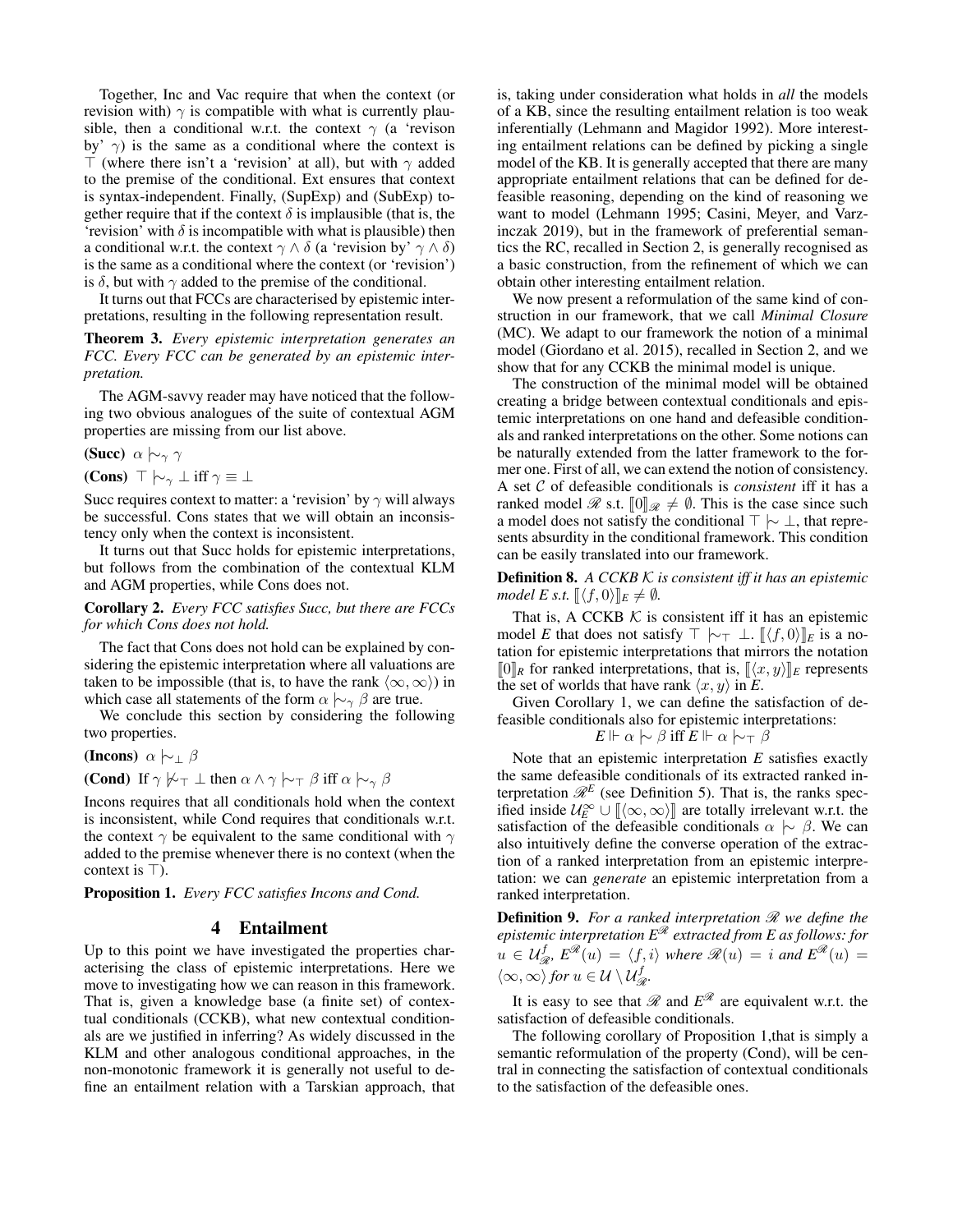Together, Inc and Vac require that when the context (or revision with) $\gamma$ is compatible with what is currently plausible, then a conditional w.r.t. the context $\gamma$ (a 'revison by' $\gamma$) is the same as a conditional where the context is $\top$ (where there isn't a 'revision' at all), but with $\gamma$ added to the premise of the conditional. Ext ensures that context is syntax-independent. Finally, (SupExp) and (SubExp) together require that if the context $\delta$ is implausible (that is, the 'revision' with $\delta$ is incompatible with what is plausible) then a conditional w.r.t. the context $\gamma \wedge \delta$ (a 'revision by' $\gamma \wedge \delta$) is the same as a conditional where the context (or 'revision') is $\delta$, but with $\gamma$ added to the premise of the conditional.

It turns out that FCCs are characterised by epistemic interpretations, resulting in the following representation result.

**Theorem 3.** *Every epistemic interpretation generates an FCC. Every FCC can be generated by an epistemic interpretation.*

The AGM-savvy reader may have noticed that the following two obvious analogues of the suite of contextual AGM properties are missing from our list above.

**(Succ)** $\alpha \mid\!\sim_\gamma \gamma$

**(Cons)** $\top \mid\!\sim_\gamma \bot$ iff $\gamma \equiv \bot$

Succ requires context to matter: a 'revision' by $\gamma$ will always be successful. Cons states that we will obtain an inconsistency only when the context is inconsistent.

It turns out that Succ holds for epistemic interpretations, but follows from the combination of the contextual KLM and AGM properties, while Cons does not.

**Corollary 2.** *Every FCC satisfies Succ, but there are FCCs for which Cons does not hold.*

The fact that Cons does not hold can be explained by considering the epistemic interpretation where all valuations are taken to be impossible (that is, to have the rank $\langle \infty, \infty \rangle$) in which case all statements of the form $\alpha \mid\!\sim_\gamma \beta$ are true.

We conclude this section by considering the following two properties.

**(Incons)** $\alpha \mid\!\sim_\bot \beta$

**(Cond)** If $\gamma \not\mid\!\sim_\top \bot$ then $\alpha \wedge \gamma \mid\!\sim_\top \beta$ iff $\alpha \mid\!\sim_\gamma \beta$

Incons requires that all conditionals hold when the context is inconsistent, while Cond requires that conditionals w.r.t. the context $\gamma$ be equivalent to the same conditional with $\gamma$ added to the premise whenever there is no context (when the context is $\top$).

**Proposition 1.** *Every FCC satisfies Incons and Cond.*

## 4 Entailment

Up to this point we have investigated the properties characterising the class of epistemic interpretations. Here we move to investigating how we can reason in this framework. That is, given a knowledge base (a finite set) of contextual conditionals (CCKB), what new contextual conditionals are we justified in inferring? As widely discussed in the KLM and other analogous conditional approaches, in the non-monotonic framework it is generally not useful to define an entailment relation with a Tarskian approach, that is, taking under consideration what holds in *all* the models of a KB, since the resulting entailment relation is too weak inferentially (Lehmann and Magidor 1992). More interesting entailment relations can be defined by picking a single model of the KB. It is generally accepted that there are many appropriate entailment relations that can be defined for defeasible reasoning, depending on the kind of reasoning we want to model (Lehmann 1995; Casini, Meyer, and Varzinczak 2019), but in the framework of preferential semantics the RC, recalled in Section 2, is generally recognised as a basic construction, from the refinement of which we can obtain other interesting entailment relation.

We now present a reformulation of the same kind of construction in our framework, that we call *Minimal Closure* (MC). We adapt to our framework the notion of a minimal model (Giordano et al. 2015), recalled in Section 2, and we show that for any CCKB the minimal model is unique.

The construction of the minimal model will be obtained creating a bridge between contextual conditionals and epistemic interpretations on one hand and defeasible conditionals and ranked interpretations on the other. Some notions can be naturally extended from the latter framework to the former one. First of all, we can extend the notion of consistency. A set $\mathcal{C}$ of defeasible conditionals is *consistent* iff it has a ranked model $\mathscr{R}$ s.t. $[\![0]\!]_\mathscr{R} \neq \emptyset$. This is the case since such a model does not satisfy the conditional $\top \mid\!\sim \bot$, that represents absurdity in the conditional framework. This condition can be easily translated into our framework.

**Definition 8.** *A CCKB $\mathcal{K}$ is consistent iff it has an epistemic model $E$ s.t. $[\![\langle f, 0\rangle]\!]_E \neq \emptyset$.*

That is, A CCKB $\mathcal{K}$ is consistent iff it has an epistemic model $E$ that does not satisfy $\top \mid\!\sim_\top \bot$. $[\![\langle f, 0\rangle]\!]_E$ is a notation for epistemic interpretations that mirrors the notation $[\![0]\!]_R$ for ranked interpretations, that is, $[\![\langle x, y\rangle]\!]_E$ represents the set of worlds that have rank $\langle x, y\rangle$ in $E$.

Given Corollary 1, we can define the satisfaction of defeasible conditionals also for epistemic interpretations:

$$E \Vdash \alpha \mid\!\sim \beta \text{ iff } E \Vdash \alpha \mid\!\sim_\top \beta$$

Note that an epistemic interpretation $E$ satisfies exactly the same defeasible conditionals of its extracted ranked interpretation $\mathscr{R}^E$ (see Definition 5). That is, the ranks specified inside $\mathcal{U}_E^\infty \cup [\![\langle \infty, \infty\rangle]\!]$ are totally irrelevant w.r.t. the satisfaction of the defeasible conditionals $\alpha \mid\!\sim \beta$. We can also intuitively define the converse operation of the extraction of a ranked interpretation from an epistemic interpretation: we can *generate* an epistemic interpretation from a ranked interpretation.

**Definition 9.** *For a ranked interpretation $\mathscr{R}$ we define the epistemic interpretation $E^\mathscr{R}$ extracted from E as follows: for $u \in \mathcal{U}^f_\mathscr{R}$, $E^\mathscr{R}(u) = \langle f, i\rangle$ where $\mathscr{R}(u) = i$ and $E^\mathscr{R}(u) = \langle \infty, \infty\rangle$ for $u \in \mathcal{U} \setminus \mathcal{U}^f_\mathscr{R}$.*

It is easy to see that $\mathscr{R}$ and $E^\mathscr{R}$ are equivalent w.r.t. the satisfaction of defeasible conditionals.

The following corollary of Proposition 1,that is simply a semantic reformulation of the property (Cond), will be central in connecting the satisfaction of contextual conditionals to the satisfaction of the defeasible ones.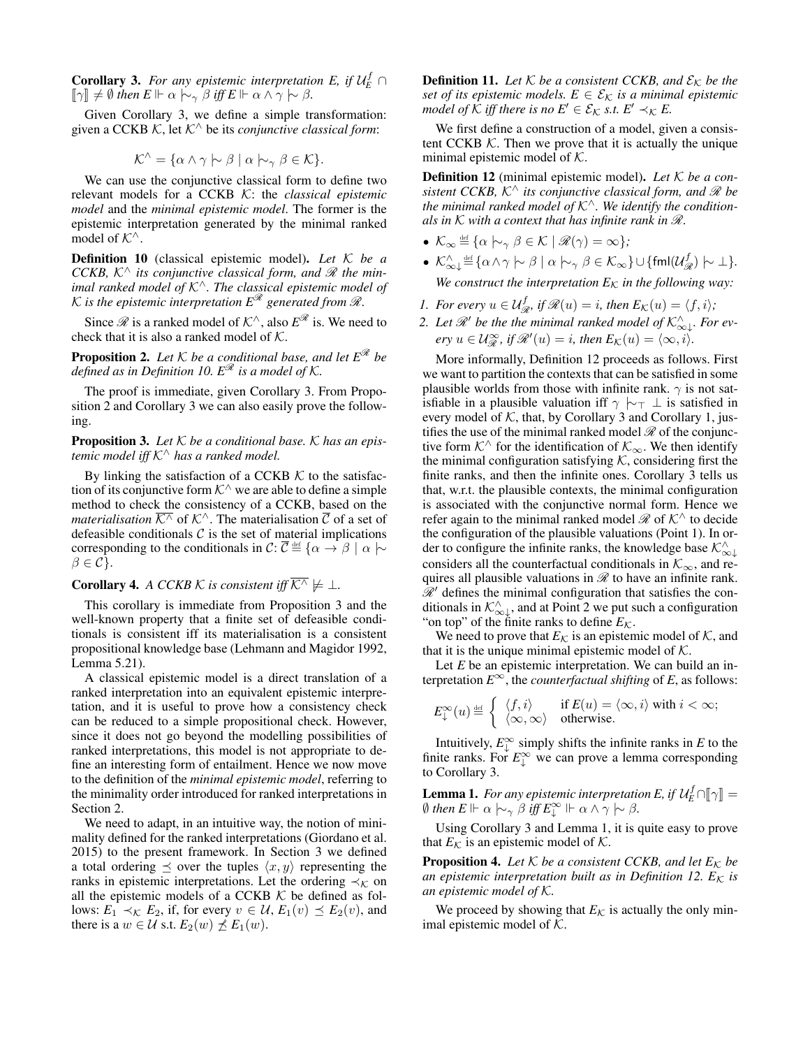**Corollary 3.** *For any epistemic interpretation E, if $\mathcal{U}_E^f \cap [\![\gamma]\!] \neq \emptyset$ then $E \Vdash \alpha \mid\!\sim_\gamma \beta$ iff $E \Vdash \alpha \wedge \gamma \mid\!\sim \beta$.*

Given Corollary 3, we define a simple transformation: given a CCKB $\mathcal{K}$, let $\mathcal{K}^\wedge$ be its *conjunctive classical form*:

$$\mathcal{K}^\wedge = \{\alpha \wedge \gamma \mid\!\sim \beta \mid \alpha \mid\!\sim_\gamma \beta \in \mathcal{K}\}.$$

We can use the conjunctive classical form to define two relevant models for a CCKB $\mathcal{K}$: the *classical epistemic model* and the *minimal epistemic model*. The former is the epistemic interpretation generated by the minimal ranked model of $\mathcal{K}^\wedge$.

**Definition 10** (classical epistemic model)**.** *Let $\mathcal{K}$ be a CCKB, $\mathcal{K}^\wedge$ its conjunctive classical form, and $\mathscr{R}$ the minimal ranked model of $\mathcal{K}^\wedge$. The classical epistemic model of $\mathcal{K}$ is the epistemic interpretation $E^{\mathscr{R}}$ generated from $\mathscr{R}$.*

Since $\mathscr{R}$ is a ranked model of $\mathcal{K}^\wedge$, also $E^{\mathscr{R}}$ is. We need to check that it is also a ranked model of $\mathcal{K}$.

**Proposition 2.** *Let $\mathcal{K}$ be a conditional base, and let $E^{\mathscr{R}}$ be defined as in Definition 10. $E^{\mathscr{R}}$ is a model of $\mathcal{K}$.*

The proof is immediate, given Corollary 3. From Proposition 2 and Corollary 3 we can also easily prove the following.

**Proposition 3.** *Let $\mathcal{K}$ be a conditional base. $\mathcal{K}$ has an epistemic model iff $\mathcal{K}^\wedge$ has a ranked model.*

By linking the satisfaction of a CCKB $\mathcal{K}$ to the satisfaction of its conjunctive form $\mathcal{K}^\wedge$ we are able to define a simple method to check the consistency of a CCKB, based on the *materialisation* $\overline{\mathcal{K}^\wedge}$ of $\mathcal{K}^\wedge$. The materialisation $\overline{\mathcal{C}}$ of a set of defeasible conditionals $\mathcal{C}$ is the set of material implications corresponding to the conditionals in $\mathcal{C}$: $\overline{\mathcal{C}} \stackrel{\text{def}}{=} \{\alpha \to \beta \mid \alpha \mid\!\sim \beta \in \mathcal{C}\}$.

**Corollary 4.** *A CCKB $\mathcal{K}$ is consistent iff $\overline{\mathcal{K}^\wedge} \not\models \bot$.*

This corollary is immediate from Proposition 3 and the well-known property that a finite set of defeasible conditionals is consistent iff its materialisation is a consistent propositional knowledge base (Lehmann and Magidor 1992, Lemma 5.21).

A classical epistemic model is a direct translation of a ranked interpretation into an equivalent epistemic interpretation, and it is useful to prove how a consistency check can be reduced to a simple propositional check. However, since it does not go beyond the modelling possibilities of ranked interpretations, this model is not appropriate to define an interesting form of entailment. Hence we now move to the definition of the *minimal epistemic model*, referring to the minimality order introduced for ranked interpretations in Section 2.

We need to adapt, in an intuitive way, the notion of minimality defined for the ranked interpretations (Giordano et al. 2015) to the present framework. In Section 3 we defined a total ordering $\preceq$ over the tuples $\langle x, y\rangle$ representing the ranks in epistemic interpretations. Let the ordering $\prec_{\mathcal{K}}$ on all the epistemic models of a CCKB $\mathcal{K}$ be defined as follows: $E_1 \prec_{\mathcal{K}} E_2$, if, for every $v \in \mathcal{U}$, $E_1(v) \preceq E_2(v)$, and there is a $w \in \mathcal{U}$ s.t. $E_2(w) \not\preceq E_1(w)$.

**Definition 11.** *Let $\mathcal{K}$ be a consistent CCKB, and $\mathcal{E}_{\mathcal{K}}$ be the set of its epistemic models. $E \in \mathcal{E}_{\mathcal{K}}$ is a minimal epistemic model of $\mathcal{K}$ iff there is no $E' \in \mathcal{E}_{\mathcal{K}}$ s.t. $E' \prec_{\mathcal{K}} E$.*

We first define a construction of a model, given a consistent CCKB $\mathcal{K}$. Then we prove that it is actually the unique minimal epistemic model of $\mathcal{K}$.

**Definition 12** (minimal epistemic model)**.** *Let $\mathcal{K}$ be a consistent CCKB, $\mathcal{K}^\wedge$ its conjunctive classical form, and $\mathscr{R}$ be the minimal ranked model of $\mathcal{K}^\wedge$. We identify the conditionals in $\mathcal{K}$ with a context that has infinite rank in $\mathscr{R}$.*

- $\mathcal{K}_\infty \stackrel{\text{def}}{=} \{\alpha \mid\!\sim_\gamma \beta \in \mathcal{K} \mid \mathscr{R}(\gamma) = \infty\}$*;*
- $\mathcal{K}^\wedge_{\infty\downarrow} \stackrel{\text{def}}{=} \{\alpha \wedge \gamma \mid\!\sim \beta \mid \alpha \mid\!\sim_\gamma \beta \in \mathcal{K}_\infty\} \cup \{\mathsf{fml}(\mathcal{U}^f_{\mathscr{R}}) \mid\!\sim \bot\}$*.*

*We construct the interpretation $E_{\mathcal{K}}$ in the following way:*

1. *For every $u \in \mathcal{U}^f_{\mathscr{R}}$, if $\mathscr{R}(u) = i$, then $E_{\mathcal{K}}(u) = \langle f, i\rangle$;*
2. *Let $\mathscr{R}'$ be the the minimal ranked model of $\mathcal{K}^\wedge_{\infty\downarrow}$. For every $u \in \mathcal{U}^\infty_{\mathscr{R}}$, if $\mathscr{R}'(u) = i$, then $E_{\mathcal{K}}(u) = \langle \infty, i\rangle$.*

More informally, Definition 12 proceeds as follows. First we want to partition the contexts that can be satisfied in some plausible worlds from those with infinite rank. $\gamma$ is not satisfiable in a plausible valuation iff $\gamma \mid\!\sim_\top \bot$ is satisfied in every model of $\mathcal{K}$, that, by Corollary 3 and Corollary 1, justifies the use of the minimal ranked model $\mathscr{R}$ of the conjunctive form $\mathcal{K}^\wedge$ for the identification of $\mathcal{K}_\infty$. We then identify the minimal configuration satisfying $\mathcal{K}$, considering first the finite ranks, and then the infinite ones. Corollary 3 tells us that, w.r.t. the plausible contexts, the minimal configuration is associated with the conjunctive normal form. Hence we refer again to the minimal ranked model $\mathscr{R}$ of $\mathcal{K}^\wedge$ to decide the configuration of the plausible valuations (Point 1). In order to configure the infinite ranks, the knowledge base $\mathcal{K}^\wedge_{\infty\downarrow}$ considers all the counterfactual conditionals in $\mathcal{K}_\infty$, and requires all plausible valuations in $\mathscr{R}$ to have an infinite rank. $\mathscr{R}'$ defines the minimal configuration that satisfies the conditionals in $\mathcal{K}^\wedge_{\infty\downarrow}$, and at Point 2 we put such a configuration "on top" of the finite ranks to define $E_{\mathcal{K}}$.

We need to prove that $E_{\mathcal{K}}$ is an epistemic model of $\mathcal{K}$, and that it is the unique minimal epistemic model of $\mathcal{K}$.

Let $E$ be an epistemic interpretation. We can build an interpretation $E^\infty$, the *counterfactual shifting* of $E$, as follows:

$$E^\infty_\downarrow(u) \stackrel{\text{def}}{=} \begin{cases} \langle f, i\rangle & \text{if } E(u) = \langle \infty, i\rangle \text{ with } i < \infty; \\ \langle \infty, \infty\rangle & \text{otherwise.} \end{cases}$$

Intuitively, $E^\infty_\downarrow$ simply shifts the infinite ranks in $E$ to the finite ranks. For $E^\infty_\downarrow$ we can prove a lemma corresponding to Corollary 3.

**Lemma 1.** *For any epistemic interpretation E, if $\mathcal{U}_E^f \cap [\![\gamma]\!] = \emptyset$ then $E \Vdash \alpha \mid\!\sim_\gamma \beta$ iff $E^\infty_\downarrow \Vdash \alpha \wedge \gamma \mid\!\sim \beta$.*

Using Corollary 3 and Lemma 1, it is quite easy to prove that $E_{\mathcal{K}}$ is an epistemic model of $\mathcal{K}$.

**Proposition 4.** *Let $\mathcal{K}$ be a consistent CCKB, and let $E_{\mathcal{K}}$ be an epistemic interpretation built as in Definition 12. $E_{\mathcal{K}}$ is an epistemic model of $\mathcal{K}$.*

We proceed by showing that $E_{\mathcal{K}}$ is actually the only minimal epistemic model of $\mathcal{K}$.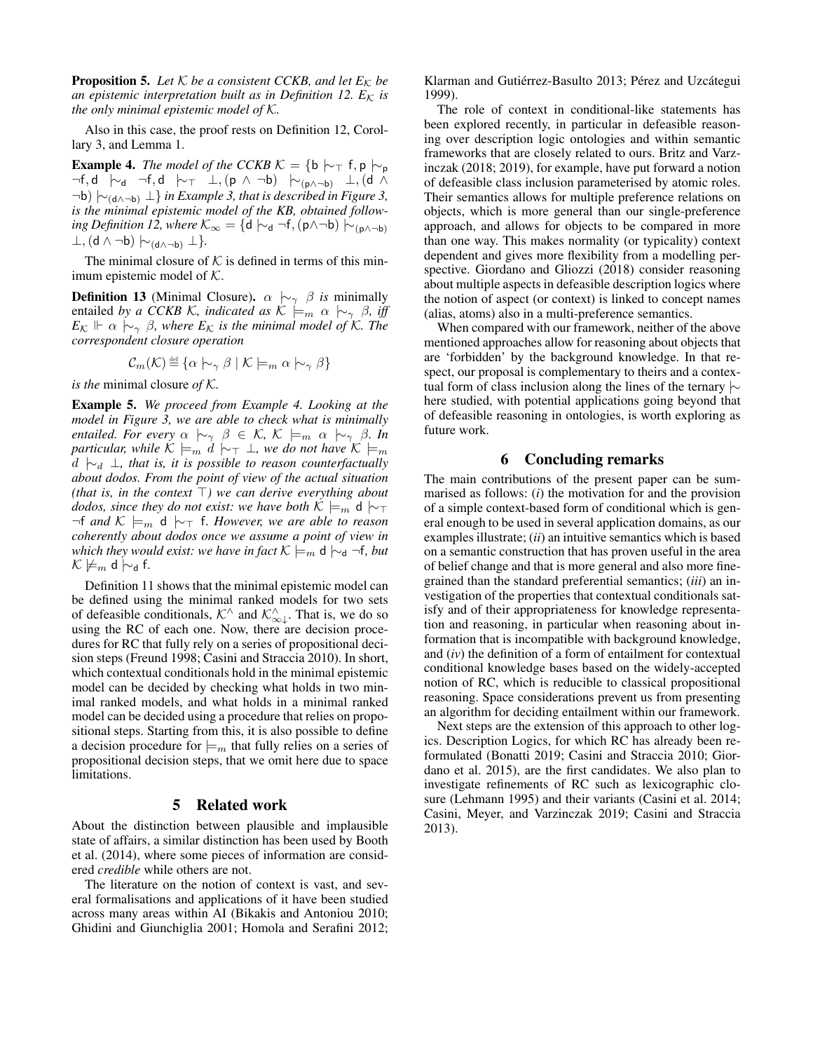**Proposition 5.** *Let $\mathcal{K}$ be a consistent CCKB, and let $E_{\mathcal{K}}$ be an epistemic interpretation built as in Definition 12. $E_{\mathcal{K}}$ is the only minimal epistemic model of $\mathcal{K}$.*

Also in this case, the proof rests on Definition 12, Corollary 3, and Lemma 1.

**Example 4.** *The model of the CCKB $\mathcal{K} = \{\mathsf{b} \mid\!\sim_{\top} \mathsf{f}, \mathsf{p} \mid\!\sim_{\mathsf{p}} \neg\mathsf{f}, \mathsf{d} \mid\!\sim_{\mathsf{d}} \neg\mathsf{f}, \mathsf{d} \mid\!\sim_{\top} \bot, (\mathsf{p} \wedge \neg\mathsf{b}) \mid\!\sim_{(\mathsf{p}\wedge\neg\mathsf{b})} \bot, (\mathsf{d} \wedge \neg\mathsf{b}) \mid\!\sim_{(\mathsf{d}\wedge\neg\mathsf{b})} \bot\}$ in Example 3, that is described in Figure 3, is the minimal epistemic model of the KB, obtained following Definition 12, where $\mathcal{K}_{\infty} = \{\mathsf{d} \mid\!\sim_{\mathsf{d}} \neg\mathsf{f}, (\mathsf{p}\wedge\neg\mathsf{b}) \mid\!\sim_{(\mathsf{p}\wedge\neg\mathsf{b})} \bot, (\mathsf{d} \wedge \neg\mathsf{b}) \mid\!\sim_{(\mathsf{d}\wedge\neg\mathsf{b})} \bot\}$.*

The minimal closure of $\mathcal{K}$ is defined in terms of this minimum epistemic model of $\mathcal{K}$.

**Definition 13** (Minimal Closure)**.** *$\alpha \mid\!\sim_{\gamma} \beta$ is* minimally entailed *by a CCKB $\mathcal{K}$, indicated as $\mathcal{K} \models_m \alpha \mid\!\sim_{\gamma} \beta$, iff $E_{\mathcal{K}} \Vdash \alpha \mid\!\sim_{\gamma} \beta$, where $E_{\mathcal{K}}$ is the minimal model of $\mathcal{K}$. The correspondent closure operation*

$$\mathcal{C}_m(\mathcal{K}) \stackrel{\text{def}}{\equiv} \{\alpha \mid\!\sim_{\gamma} \beta \mid \mathcal{K} \models_m \alpha \mid\!\sim_{\gamma} \beta\}$$

*is the* minimal closure *of $\mathcal{K}$.*

**Example 5.** *We proceed from Example 4. Looking at the model in Figure 3, we are able to check what is minimally entailed. For every $\alpha \mid\!\sim_{\gamma} \beta \in \mathcal{K}$, $\mathcal{K} \models_m \alpha \mid\!\sim_{\gamma} \beta$. In particular, while $\mathcal{K} \models_m d \mid\!\sim_{\top} \bot$, we do not have $\mathcal{K} \models_m d \mid\!\sim_{d} \bot$, that is, it is possible to reason counterfactually about dodos. From the point of view of the actual situation (that is, in the context $\top$) we can derive everything about dodos, since they do not exist: we have both $\mathcal{K} \models_m \mathsf{d} \mid\!\sim_{\top} \neg\mathsf{f}$ and $\mathcal{K} \models_m \mathsf{d} \mid\!\sim_{\top} \mathsf{f}$. However, we are able to reason coherently about dodos once we assume a point of view in which they would exist: we have in fact $\mathcal{K} \models_m \mathsf{d} \mid\!\sim_{\mathsf{d}} \neg\mathsf{f}$, but $\mathcal{K} \not\models_m \mathsf{d} \mid\!\sim_{\mathsf{d}} \mathsf{f}$.*

Definition 11 shows that the minimal epistemic model can be defined using the minimal ranked models for two sets of defeasible conditionals, $\mathcal{K}^{\wedge}$ and $\mathcal{K}^{\wedge}_{\infty\downarrow}$. That is, we do so using the RC of each one. Now, there are decision procedures for RC that fully rely on a series of propositional decision steps (Freund 1998; Casini and Straccia 2010). In short, which contextual conditionals hold in the minimal epistemic model can be decided by checking what holds in two minimal ranked models, and what holds in a minimal ranked model can be decided using a procedure that relies on propositional steps. Starting from this, it is also possible to define a decision procedure for $\models_m$ that fully relies on a series of propositional decision steps, that we omit here due to space limitations.

## 5 Related work

About the distinction between plausible and implausible state of affairs, a similar distinction has been used by Booth et al. (2014), where some pieces of information are considered *credible* while others are not.

The literature on the notion of context is vast, and several formalisations and applications of it have been studied across many areas within AI (Bikakis and Antoniou 2010; Ghidini and Giunchiglia 2001; Homola and Serafini 2012; Klarman and Gutiérrez-Basulto 2013; Pérez and Uzcátegui 1999).

The role of context in conditional-like statements has been explored recently, in particular in defeasible reasoning over description logic ontologies and within semantic frameworks that are closely related to ours. Britz and Varzinczak (2018; 2019), for example, have put forward a notion of defeasible class inclusion parameterised by atomic roles. Their semantics allows for multiple preference relations on objects, which is more general than our single-preference approach, and allows for objects to be compared in more than one way. This makes normality (or typicality) context dependent and gives more flexibility from a modelling perspective. Giordano and Gliozzi (2018) consider reasoning about multiple aspects in defeasible description logics where the notion of aspect (or context) is linked to concept names (alias, atoms) also in a multi-preference semantics.

When compared with our framework, neither of the above mentioned approaches allow for reasoning about objects that are 'forbidden' by the background knowledge. In that respect, our proposal is complementary to theirs and a contextual form of class inclusion along the lines of the ternary $\mid\!\sim$ here studied, with potential applications going beyond that of defeasible reasoning in ontologies, is worth exploring as future work.

## 6 Concluding remarks

The main contributions of the present paper can be summarised as follows: (*i*) the motivation for and the provision of a simple context-based form of conditional which is general enough to be used in several application domains, as our examples illustrate; (*ii*) an intuitive semantics which is based on a semantic construction that has proven useful in the area of belief change and that is more general and also more fine-grained than the standard preferential semantics; (*iii*) an investigation of the properties that contextual conditionals satisfy and of their appropriateness for knowledge representation and reasoning, in particular when reasoning about information that is incompatible with background knowledge, and (*iv*) the definition of a form of entailment for contextual conditional knowledge bases based on the widely-accepted notion of RC, which is reducible to classical propositional reasoning. Space considerations prevent us from presenting an algorithm for deciding entailment within our framework.

Next steps are the extension of this approach to other logics. Description Logics, for which RC has already been reformulated (Bonatti 2019; Casini and Straccia 2010; Giordano et al. 2015), are the first candidates. We also plan to investigate refinements of RC such as lexicographic closure (Lehmann 1995) and their variants (Casini et al. 2014; Casini, Meyer, and Varzinczak 2019; Casini and Straccia 2013).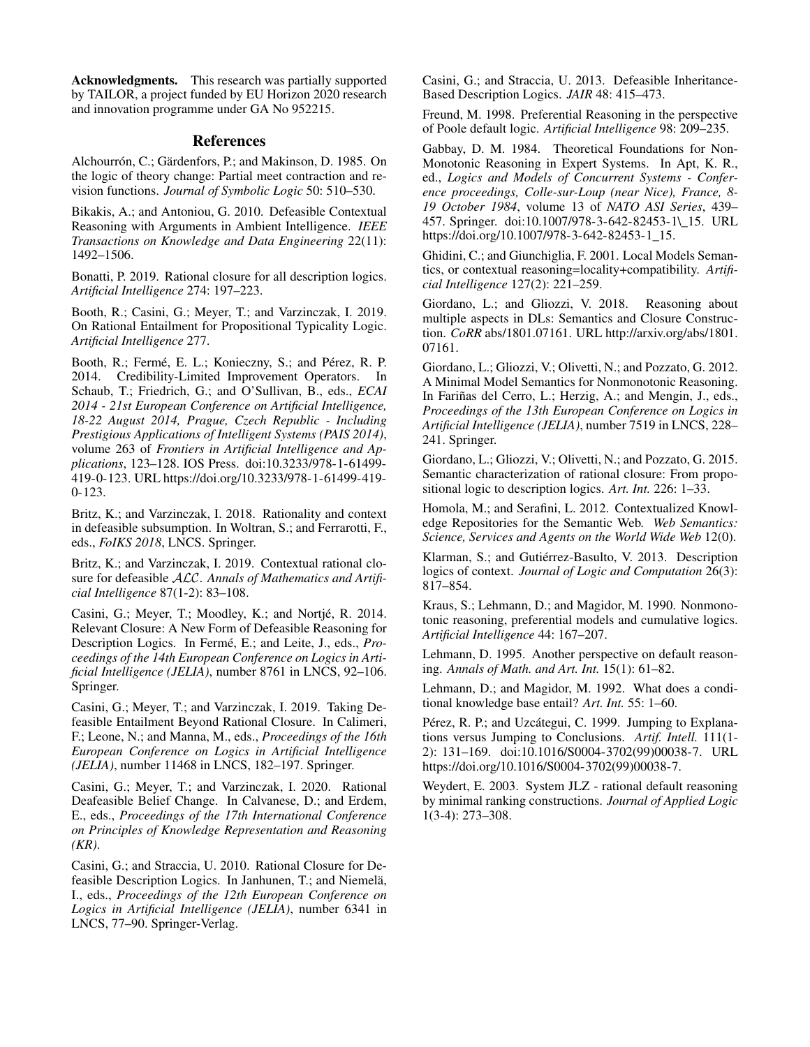**Acknowledgments.** This research was partially supported by TAILOR, a project funded by EU Horizon 2020 research and innovation programme under GA No 952215.

## References

Alchourrón, C.; Gärdenfors, P.; and Makinson, D. 1985. On the logic of theory change: Partial meet contraction and revision functions. *Journal of Symbolic Logic* 50: 510–530.

Bikakis, A.; and Antoniou, G. 2010. Defeasible Contextual Reasoning with Arguments in Ambient Intelligence. *IEEE Transactions on Knowledge and Data Engineering* 22(11): 1492–1506.

Bonatti, P. 2019. Rational closure for all description logics. *Artificial Intelligence* 274: 197–223.

Booth, R.; Casini, G.; Meyer, T.; and Varzinczak, I. 2019. On Rational Entailment for Propositional Typicality Logic. *Artificial Intelligence* 277.

Booth, R.; Fermé, E. L.; Konieczny, S.; and Pérez, R. P. 2014. Credibility-Limited Improvement Operators. In Schaub, T.; Friedrich, G.; and O'Sullivan, B., eds., *ECAI 2014 - 21st European Conference on Artificial Intelligence, 18-22 August 2014, Prague, Czech Republic - Including Prestigious Applications of Intelligent Systems (PAIS 2014)*, volume 263 of *Frontiers in Artificial Intelligence and Applications*, 123–128. IOS Press. doi:10.3233/978-1-61499-419-0-123. URL https://doi.org/10.3233/978-1-61499-419-0-123.

Britz, K.; and Varzinczak, I. 2018. Rationality and context in defeasible subsumption. In Woltran, S.; and Ferrarotti, F., eds., *FoIKS 2018*, LNCS. Springer.

Britz, K.; and Varzinczak, I. 2019. Contextual rational closure for defeasible $\mathcal{ALC}$. *Annals of Mathematics and Artificial Intelligence* 87(1-2): 83–108.

Casini, G.; Meyer, T.; Moodley, K.; and Nortjé, R. 2014. Relevant Closure: A New Form of Defeasible Reasoning for Description Logics. In Fermé, E.; and Leite, J., eds., *Proceedings of the 14th European Conference on Logics in Artificial Intelligence (JELIA)*, number 8761 in LNCS, 92–106. Springer.

Casini, G.; Meyer, T.; and Varzinczak, I. 2019. Taking Defeasible Entailment Beyond Rational Closure. In Calimeri, F.; Leone, N.; and Manna, M., eds., *Proceedings of the 16th European Conference on Logics in Artificial Intelligence (JELIA)*, number 11468 in LNCS, 182–197. Springer.

Casini, G.; Meyer, T.; and Varzinczak, I. 2020. Rational Deafeasible Belief Change. In Calvanese, D.; and Erdem, E., eds., *Proceedings of the 17th International Conference on Principles of Knowledge Representation and Reasoning (KR)*.

Casini, G.; and Straccia, U. 2010. Rational Closure for Defeasible Description Logics. In Janhunen, T.; and Niemelä, I., eds., *Proceedings of the 12th European Conference on Logics in Artificial Intelligence (JELIA)*, number 6341 in LNCS, 77–90. Springer-Verlag.

Casini, G.; and Straccia, U. 2013. Defeasible Inheritance-Based Description Logics. *JAIR* 48: 415–473.

Freund, M. 1998. Preferential Reasoning in the perspective of Poole default logic. *Artificial Intelligence* 98: 209–235.

Gabbay, D. M. 1984. Theoretical Foundations for Non-Monotonic Reasoning in Expert Systems. In Apt, K. R., ed., *Logics and Models of Concurrent Systems - Conference proceedings, Colle-sur-Loup (near Nice), France, 8-19 October 1984*, volume 13 of *NATO ASI Series*, 439–457. Springer. doi:10.1007/978-3-642-82453-1\_15. URL https://doi.org/10.1007/978-3-642-82453-1_15.

Ghidini, C.; and Giunchiglia, F. 2001. Local Models Semantics, or contextual reasoning=locality+compatibility. *Artificial Intelligence* 127(2): 221–259.

Giordano, L.; and Gliozzi, V. 2018. Reasoning about multiple aspects in DLs: Semantics and Closure Construction. *CoRR* abs/1801.07161. URL http://arxiv.org/abs/1801.07161.

Giordano, L.; Gliozzi, V.; Olivetti, N.; and Pozzato, G. 2012. A Minimal Model Semantics for Nonmonotonic Reasoning. In Fariñas del Cerro, L.; Herzig, A.; and Mengin, J., eds., *Proceedings of the 13th European Conference on Logics in Artificial Intelligence (JELIA)*, number 7519 in LNCS, 228–241. Springer.

Giordano, L.; Gliozzi, V.; Olivetti, N.; and Pozzato, G. 2015. Semantic characterization of rational closure: From propositional logic to description logics. *Art. Int.* 226: 1–33.

Homola, M.; and Serafini, L. 2012. Contextualized Knowledge Repositories for the Semantic Web. *Web Semantics: Science, Services and Agents on the World Wide Web* 12(0).

Klarman, S.; and Gutiérrez-Basulto, V. 2013. Description logics of context. *Journal of Logic and Computation* 26(3): 817–854.

Kraus, S.; Lehmann, D.; and Magidor, M. 1990. Nonmonotonic reasoning, preferential models and cumulative logics. *Artificial Intelligence* 44: 167–207.

Lehmann, D. 1995. Another perspective on default reasoning. *Annals of Math. and Art. Int.* 15(1): 61–82.

Lehmann, D.; and Magidor, M. 1992. What does a conditional knowledge base entail? *Art. Int.* 55: 1–60.

Pérez, R. P.; and Uzcátegui, C. 1999. Jumping to Explanations versus Jumping to Conclusions. *Artif. Intell.* 111(1-2): 131–169. doi:10.1016/S0004-3702(99)00038-7. URL https://doi.org/10.1016/S0004-3702(99)00038-7.

Weydert, E. 2003. System JLZ - rational default reasoning by minimal ranking constructions. *Journal of Applied Logic* 1(3-4): 273–308.